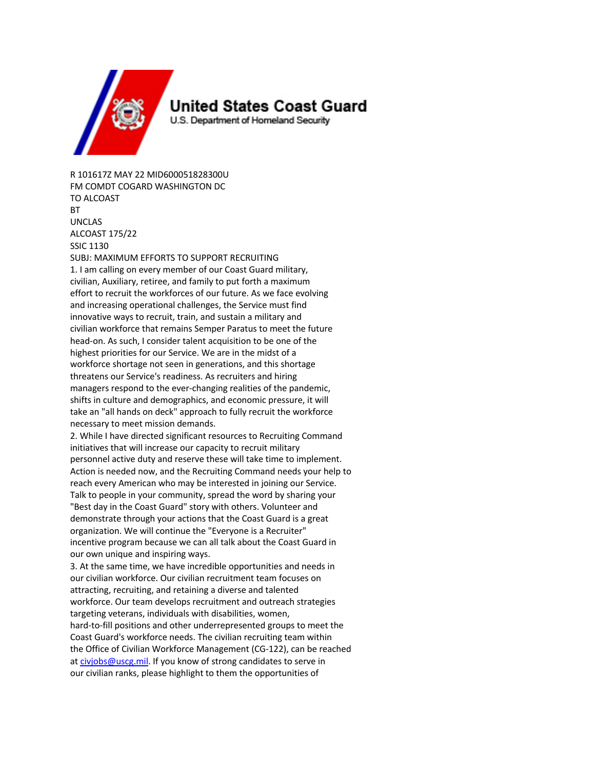**United States Coast Guard**
U.S. Department of Homeland Security

R 101617Z MAY 22 MID600051828300U
FM COMDT COGARD WASHINGTON DC
TO ALCOAST
BT
UNCLAS
ALCOAST 175/22
SSIC 1130
SUBJ: MAXIMUM EFFORTS TO SUPPORT RECRUITING

1. I am calling on every member of our Coast Guard military, civilian, Auxiliary, retiree, and family to put forth a maximum effort to recruit the workforces of our future. As we face evolving and increasing operational challenges, the Service must find innovative ways to recruit, train, and sustain a military and civilian workforce that remains Semper Paratus to meet the future head-on. As such, I consider talent acquisition to be one of the highest priorities for our Service. We are in the midst of a workforce shortage not seen in generations, and this shortage threatens our Service's readiness. As recruiters and hiring managers respond to the ever-changing realities of the pandemic, shifts in culture and demographics, and economic pressure, it will take an "all hands on deck" approach to fully recruit the workforce necessary to meet mission demands.
2. While I have directed significant resources to Recruiting Command initiatives that will increase our capacity to recruit military personnel active duty and reserve these will take time to implement. Action is needed now, and the Recruiting Command needs your help to reach every American who may be interested in joining our Service. Talk to people in your community, spread the word by sharing your "Best day in the Coast Guard" story with others. Volunteer and demonstrate through your actions that the Coast Guard is a great organization. We will continue the "Everyone is a Recruiter" incentive program because we can all talk about the Coast Guard in our own unique and inspiring ways.
3. At the same time, we have incredible opportunities and needs in our civilian workforce. Our civilian recruitment team focuses on attracting, recruiting, and retaining a diverse and talented workforce. Our team develops recruitment and outreach strategies targeting veterans, individuals with disabilities, women, hard-to-fill positions and other underrepresented groups to meet the Coast Guard's workforce needs. The civilian recruiting team within the Office of Civilian Workforce Management (CG-122), can be reached at civjobs@uscg.mil. If you know of strong candidates to serve in our civilian ranks, please highlight to them the opportunities of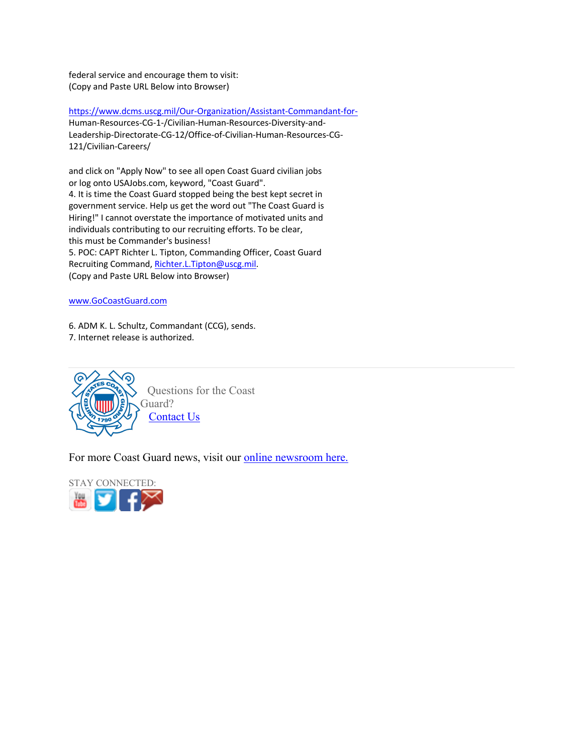federal service and encourage them to visit:
(Copy and Paste URL Below into Browser)

https://www.dcms.uscg.mil/Our-Organization/Assistant-Commandant-for-Human-Resources-CG-1-/Civilian-Human-Resources-Diversity-and-Leadership-Directorate-CG-12/Office-of-Civilian-Human-Resources-CG-121/Civilian-Careers/

and click on "Apply Now" to see all open Coast Guard civilian jobs or log onto USAJobs.com, keyword, "Coast Guard".

4. It is time the Coast Guard stopped being the best kept secret in government service. Help us get the word out "The Coast Guard is Hiring!" I cannot overstate the importance of motivated units and individuals contributing to our recruiting efforts. To be clear, this must be Commander's business!

5. POC: CAPT Richter L. Tipton, Commanding Officer, Coast Guard Recruiting Command, Richter.L.Tipton@uscg.mil.
(Copy and Paste URL Below into Browser)

www.GoCoastGuard.com

6. ADM K. L. Schultz, Commandant (CCG), sends.

7. Internet release is authorized.

---

Questions for the Coast Guard?
Contact Us

For more Coast Guard news, visit our online newsroom here.

STAY CONNECTED: